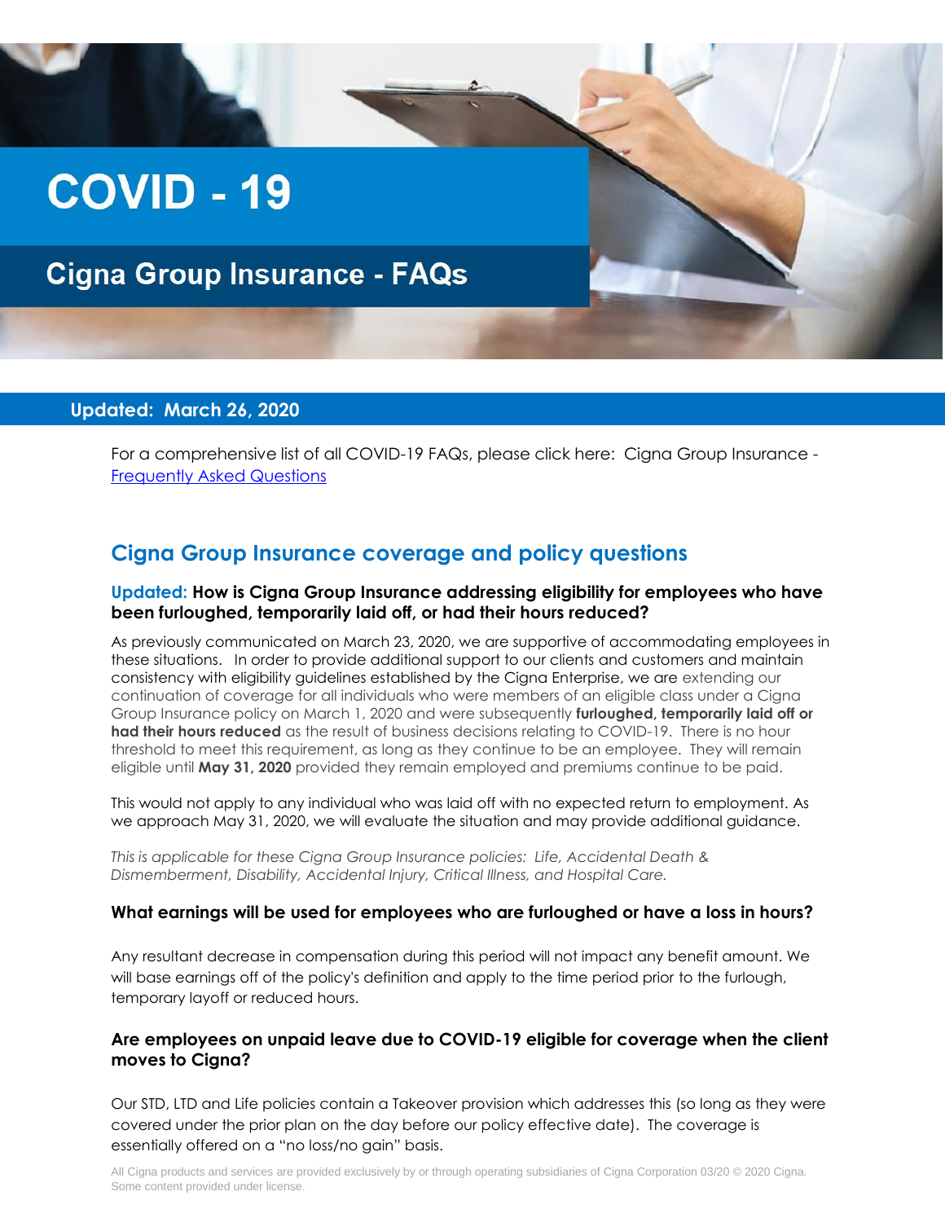# COVID - 19

## Cigna Group Insurance - FAQs

**Updated: March 26, 2020**

For a comprehensive list of all COVID-19 FAQs, please click here: Cigna Group Insurance - [Frequently Asked Questions]

## Cigna Group Insurance coverage and policy questions

### Updated: How is Cigna Group Insurance addressing eligibility for employees who have been furloughed, temporarily laid off, or had their hours reduced?

As previously communicated on March 23, 2020, we are supportive of accommodating employees in these situations. In order to provide additional support to our clients and customers and maintain consistency with eligibility guidelines established by the Cigna Enterprise, we are extending our continuation of coverage for all individuals who were members of an eligible class under a Cigna Group Insurance policy on March 1, 2020 and were subsequently **furloughed, temporarily laid off or had their hours reduced** as the result of business decisions relating to COVID-19. There is no hour threshold to meet this requirement, as long as they continue to be an employee. They will remain eligible until **May 31, 2020** provided they remain employed and premiums continue to be paid.

This would not apply to any individual who was laid off with no expected return to employment. As we approach May 31, 2020, we will evaluate the situation and may provide additional guidance.

*This is applicable for these Cigna Group Insurance policies: Life, Accidental Death & Dismemberment, Disability, Accidental Injury, Critical Illness, and Hospital Care.*

### What earnings will be used for employees who are furloughed or have a loss in hours?

Any resultant decrease in compensation during this period will not impact any benefit amount. We will base earnings off of the policy's definition and apply to the time period prior to the furlough, temporary layoff or reduced hours.

### Are employees on unpaid leave due to COVID-19 eligible for coverage when the client moves to Cigna?

Our STD, LTD and Life policies contain a Takeover provision which addresses this (so long as they were covered under the prior plan on the day before our policy effective date). The coverage is essentially offered on a "no loss/no gain" basis.

All Cigna products and services are provided exclusively by or through operating subsidiaries of Cigna Corporation 03/20 © 2020 Cigna. Some content provided under license.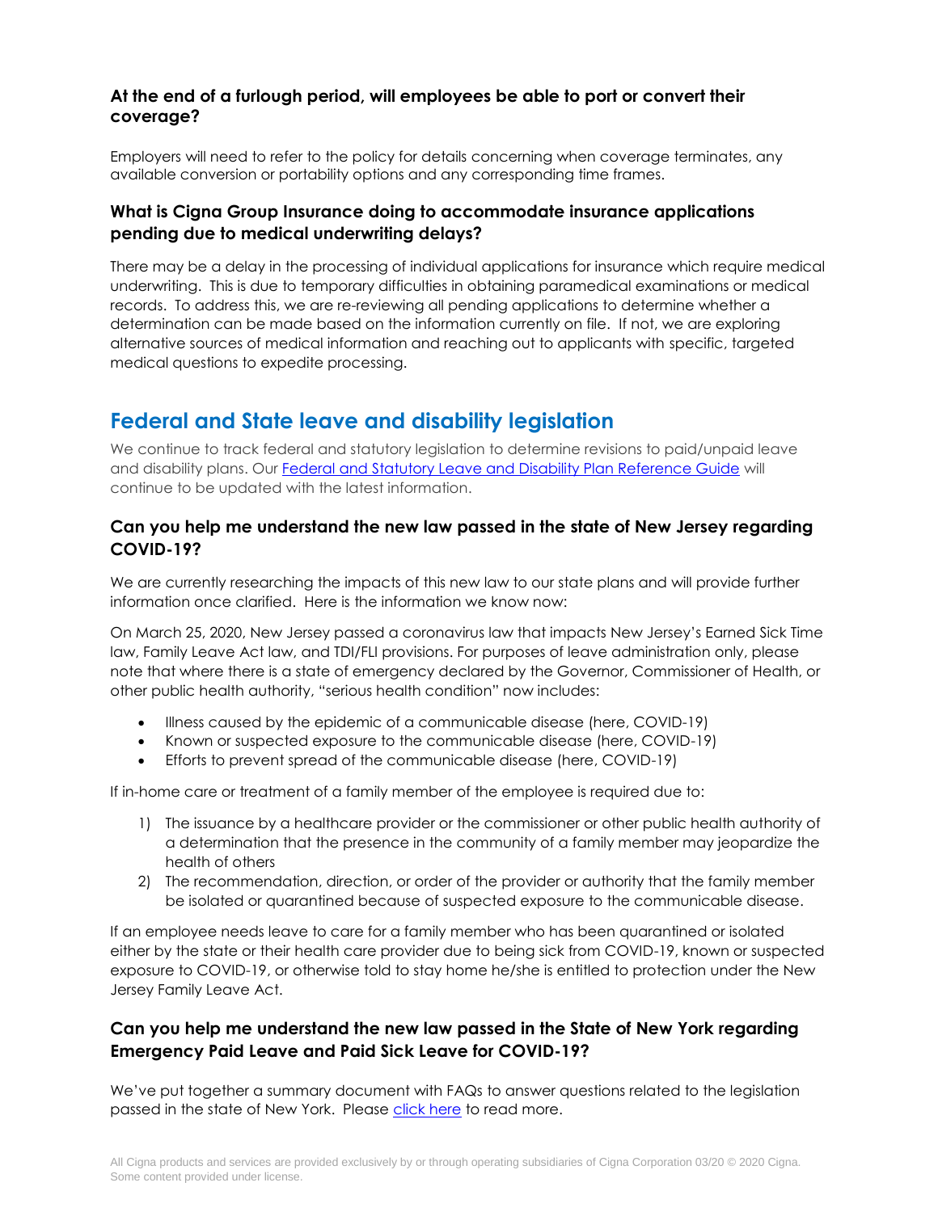### At the end of a furlough period, will employees be able to port or convert their coverage?

Employers will need to refer to the policy for details concerning when coverage terminates, any available conversion or portability options and any corresponding time frames.

### What is Cigna Group Insurance doing to accommodate insurance applications pending due to medical underwriting delays?

There may be a delay in the processing of individual applications for insurance which require medical underwriting. This is due to temporary difficulties in obtaining paramedical examinations or medical records. To address this, we are re-reviewing all pending applications to determine whether a determination can be made based on the information currently on file. If not, we are exploring alternative sources of medical information and reaching out to applicants with specific, targeted medical questions to expedite processing.

## Federal and State leave and disability legislation

We continue to track federal and statutory legislation to determine revisions to paid/unpaid leave and disability plans. Our [Federal and Statutory Leave and Disability Plan Reference Guide]() will continue to be updated with the latest information.

### Can you help me understand the new law passed in the state of New Jersey regarding COVID-19?

We are currently researching the impacts of this new law to our state plans and will provide further information once clarified. Here is the information we know now:

On March 25, 2020, New Jersey passed a coronavirus law that impacts New Jersey's Earned Sick Time law, Family Leave Act law, and TDI/FLI provisions. For purposes of leave administration only, please note that where there is a state of emergency declared by the Governor, Commissioner of Health, or other public health authority, "serious health condition" now includes:

- Illness caused by the epidemic of a communicable disease (here, COVID-19)
- Known or suspected exposure to the communicable disease (here, COVID-19)
- Efforts to prevent spread of the communicable disease (here, COVID-19)

If in-home care or treatment of a family member of the employee is required due to:

1) The issuance by a healthcare provider or the commissioner or other public health authority of a determination that the presence in the community of a family member may jeopardize the health of others
2) The recommendation, direction, or order of the provider or authority that the family member be isolated or quarantined because of suspected exposure to the communicable disease.

If an employee needs leave to care for a family member who has been quarantined or isolated either by the state or their health care provider due to being sick from COVID-19, known or suspected exposure to COVID-19, or otherwise told to stay home he/she is entitled to protection under the New Jersey Family Leave Act.

### Can you help me understand the new law passed in the State of New York regarding Emergency Paid Leave and Paid Sick Leave for COVID-19?

We've put together a summary document with FAQs to answer questions related to the legislation passed in the state of New York. Please [click here]() to read more.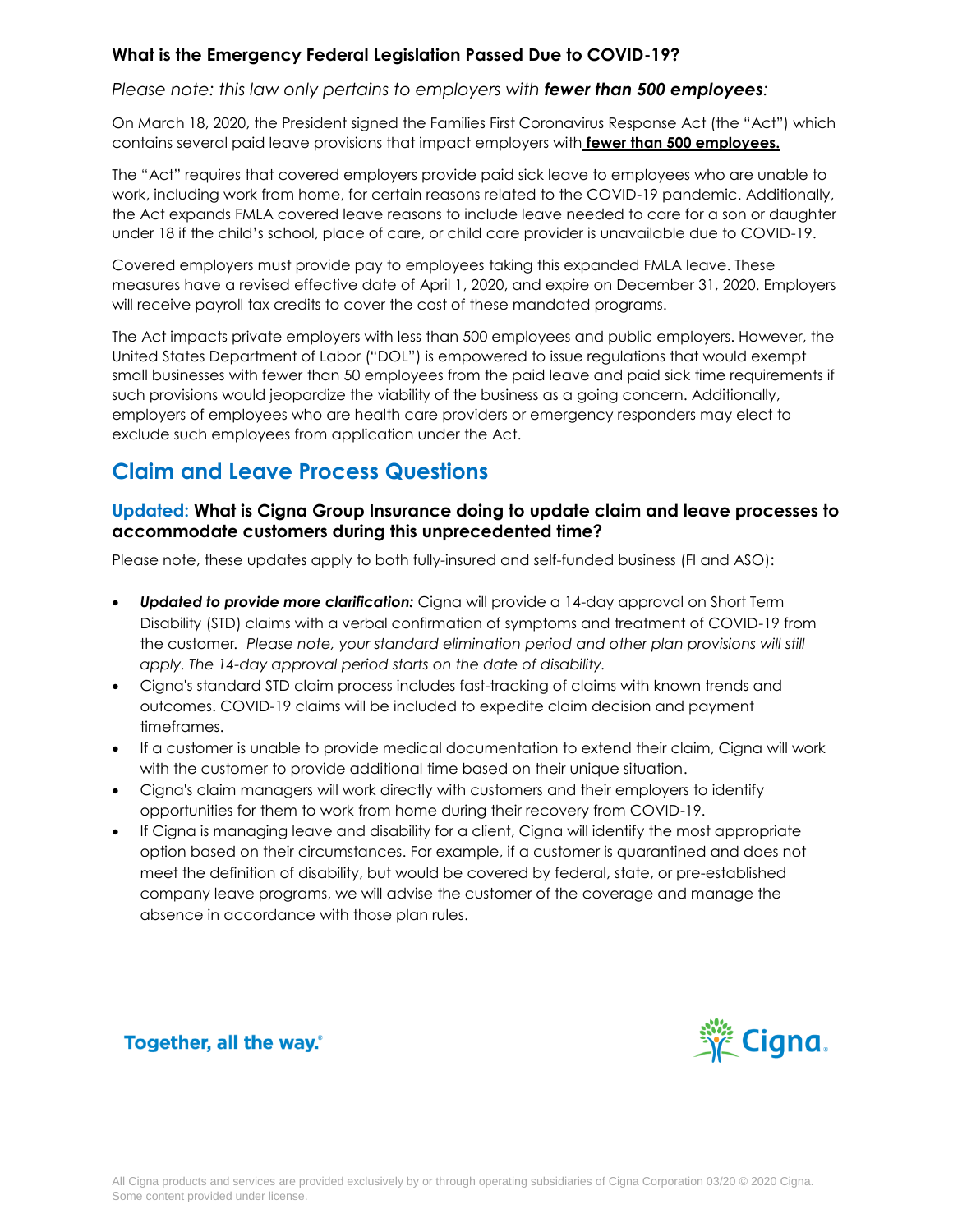### What is the Emergency Federal Legislation Passed Due to COVID-19?

*Please note: this law only pertains to employers with **fewer than 500 employees**:*

On March 18, 2020, the President signed the Families First Coronavirus Response Act (the "Act") which contains several paid leave provisions that impact employers with **fewer than 500 employees.**

The "Act" requires that covered employers provide paid sick leave to employees who are unable to work, including work from home, for certain reasons related to the COVID-19 pandemic. Additionally, the Act expands FMLA covered leave reasons to include leave needed to care for a son or daughter under 18 if the child's school, place of care, or child care provider is unavailable due to COVID-19.

Covered employers must provide pay to employees taking this expanded FMLA leave. These measures have a revised effective date of April 1, 2020, and expire on December 31, 2020. Employers will receive payroll tax credits to cover the cost of these mandated programs.

The Act impacts private employers with less than 500 employees and public employers. However, the United States Department of Labor ("DOL") is empowered to issue regulations that would exempt small businesses with fewer than 50 employees from the paid leave and paid sick time requirements if such provisions would jeopardize the viability of the business as a going concern. Additionally, employers of employees who are health care providers or emergency responders may elect to exclude such employees from application under the Act.

## Claim and Leave Process Questions

### Updated: What is Cigna Group Insurance doing to update claim and leave processes to accommodate customers during this unprecedented time?

Please note, these updates apply to both fully-insured and self-funded business (FI and ASO):

- ***Updated to provide more clarification:*** Cigna will provide a 14-day approval on Short Term Disability (STD) claims with a verbal confirmation of symptoms and treatment of COVID-19 from the customer. *Please note, your standard elimination period and other plan provisions will still apply. The 14-day approval period starts on the date of disability.*
- Cigna's standard STD claim process includes fast-tracking of claims with known trends and outcomes. COVID-19 claims will be included to expedite claim decision and payment timeframes.
- If a customer is unable to provide medical documentation to extend their claim, Cigna will work with the customer to provide additional time based on their unique situation.
- Cigna's claim managers will work directly with customers and their employers to identify opportunities for them to work from home during their recovery from COVID-19.
- If Cigna is managing leave and disability for a client, Cigna will identify the most appropriate option based on their circumstances. For example, if a customer is quarantined and does not meet the definition of disability, but would be covered by federal, state, or pre-established company leave programs, we will advise the customer of the coverage and manage the absence in accordance with those plan rules.

Together, all the way.®

Cigna.

All Cigna products and services are provided exclusively by or through operating subsidiaries of Cigna Corporation 03/20 © 2020 Cigna. Some content provided under license.